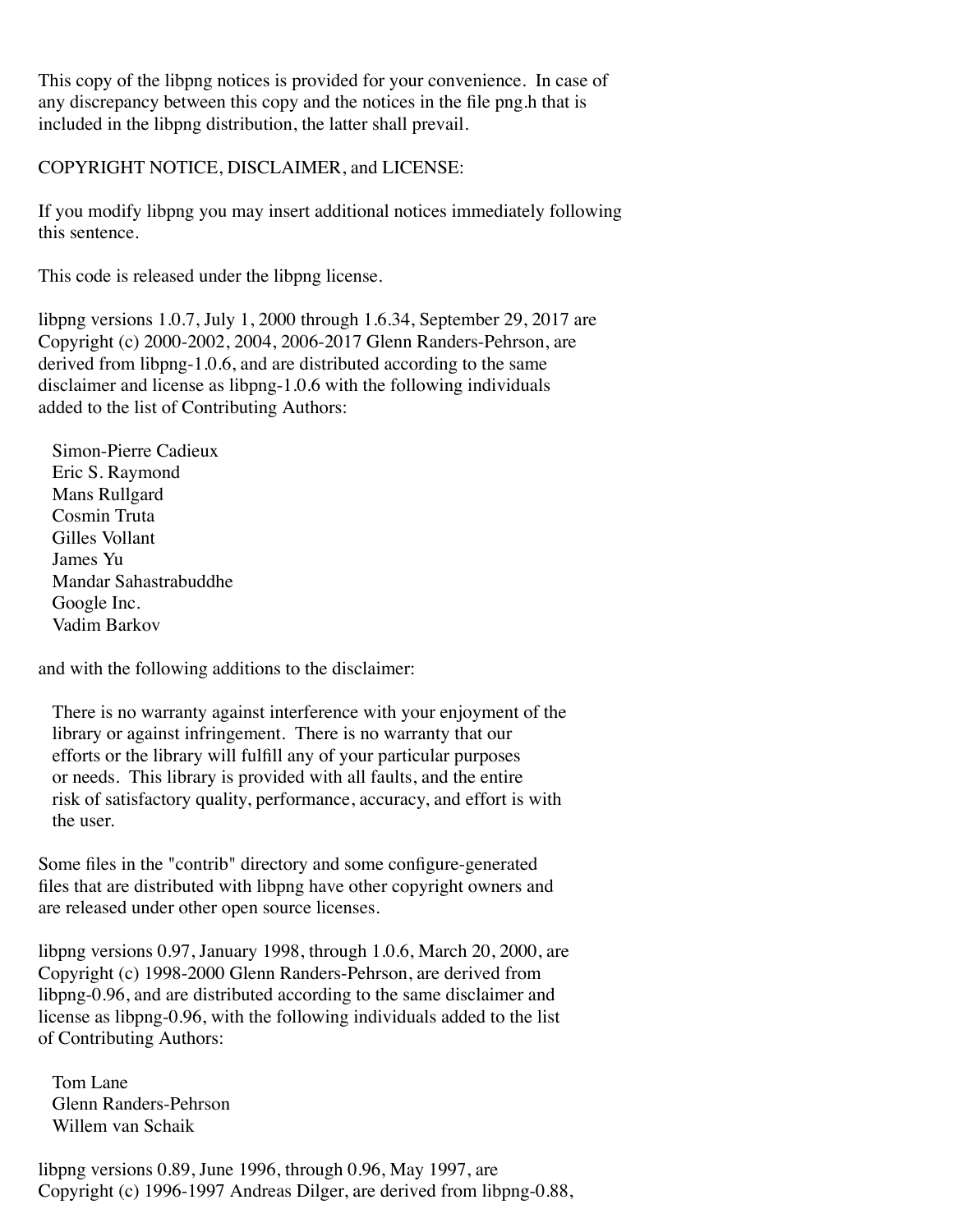This copy of the libpng notices is provided for your convenience. In case of any discrepancy between this copy and the notices in the file png.h that is included in the libpng distribution, the latter shall prevail.

COPYRIGHT NOTICE, DISCLAIMER, and LICENSE:

If you modify libpng you may insert additional notices immediately following this sentence.

This code is released under the libpng license.

libpng versions 1.0.7, July 1, 2000 through 1.6.34, September 29, 2017 are Copyright (c) 2000-2002, 2004, 2006-2017 Glenn Randers-Pehrson, are derived from libpng-1.0.6, and are distributed according to the same disclaimer and license as libpng-1.0.6 with the following individuals added to the list of Contributing Authors:

Simon-Pierre Cadieux
Eric S. Raymond
Mans Rullgard
Cosmin Truta
Gilles Vollant
James Yu
Mandar Sahastrabuddhe
Google Inc.
Vadim Barkov

and with the following additions to the disclaimer:

There is no warranty against interference with your enjoyment of the library or against infringement. There is no warranty that our efforts or the library will fulfill any of your particular purposes or needs. This library is provided with all faults, and the entire risk of satisfactory quality, performance, accuracy, and effort is with the user.

Some files in the "contrib" directory and some configure-generated files that are distributed with libpng have other copyright owners and are released under other open source licenses.

libpng versions 0.97, January 1998, through 1.0.6, March 20, 2000, are Copyright (c) 1998-2000 Glenn Randers-Pehrson, are derived from libpng-0.96, and are distributed according to the same disclaimer and license as libpng-0.96, with the following individuals added to the list of Contributing Authors:

Tom Lane
Glenn Randers-Pehrson
Willem van Schaik

libpng versions 0.89, June 1996, through 0.96, May 1997, are Copyright (c) 1996-1997 Andreas Dilger, are derived from libpng-0.88,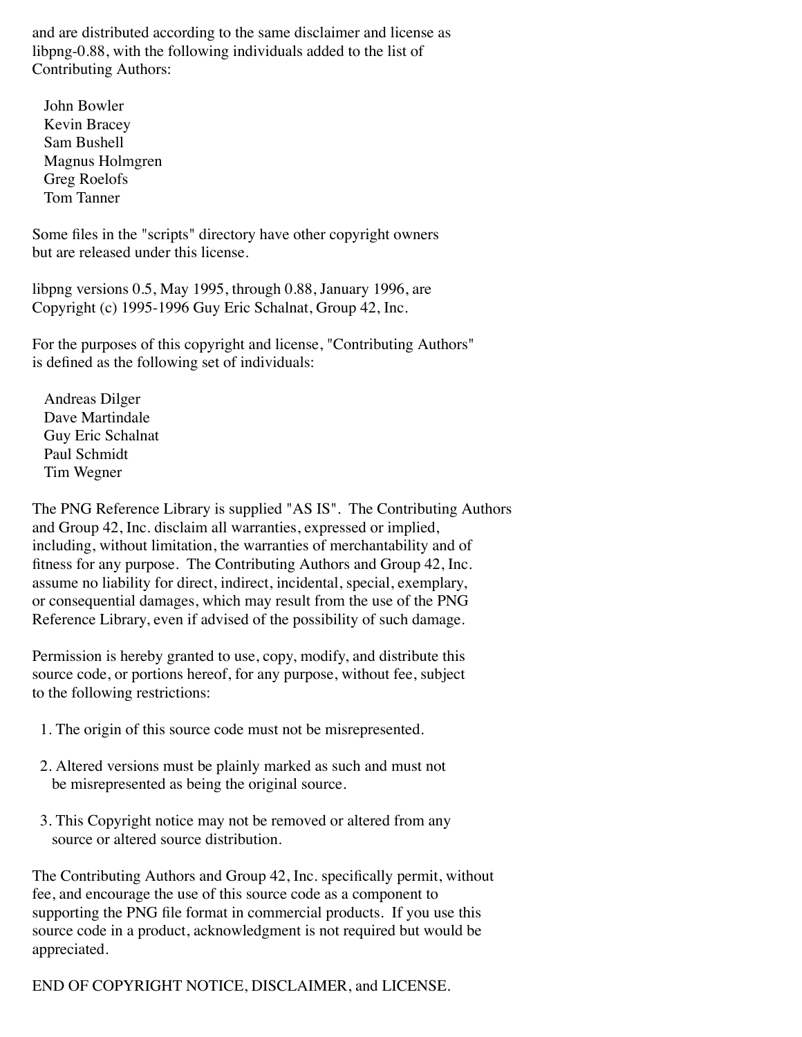and are distributed according to the same disclaimer and license as libpng-0.88, with the following individuals added to the list of Contributing Authors:

John Bowler
Kevin Bracey
Sam Bushell
Magnus Holmgren
Greg Roelofs
Tom Tanner

Some files in the "scripts" directory have other copyright owners but are released under this license.

libpng versions 0.5, May 1995, through 0.88, January 1996, are Copyright (c) 1995-1996 Guy Eric Schalnat, Group 42, Inc.

For the purposes of this copyright and license, "Contributing Authors" is defined as the following set of individuals:

Andreas Dilger
Dave Martindale
Guy Eric Schalnat
Paul Schmidt
Tim Wegner

The PNG Reference Library is supplied "AS IS". The Contributing Authors and Group 42, Inc. disclaim all warranties, expressed or implied, including, without limitation, the warranties of merchantability and of fitness for any purpose. The Contributing Authors and Group 42, Inc. assume no liability for direct, indirect, incidental, special, exemplary, or consequential damages, which may result from the use of the PNG Reference Library, even if advised of the possibility of such damage.

Permission is hereby granted to use, copy, modify, and distribute this source code, or portions hereof, for any purpose, without fee, subject to the following restrictions:

1. The origin of this source code must not be misrepresented.

2. Altered versions must be plainly marked as such and must not be misrepresented as being the original source.

3. This Copyright notice may not be removed or altered from any source or altered source distribution.

The Contributing Authors and Group 42, Inc. specifically permit, without fee, and encourage the use of this source code as a component to supporting the PNG file format in commercial products. If you use this source code in a product, acknowledgment is not required but would be appreciated.

END OF COPYRIGHT NOTICE, DISCLAIMER, and LICENSE.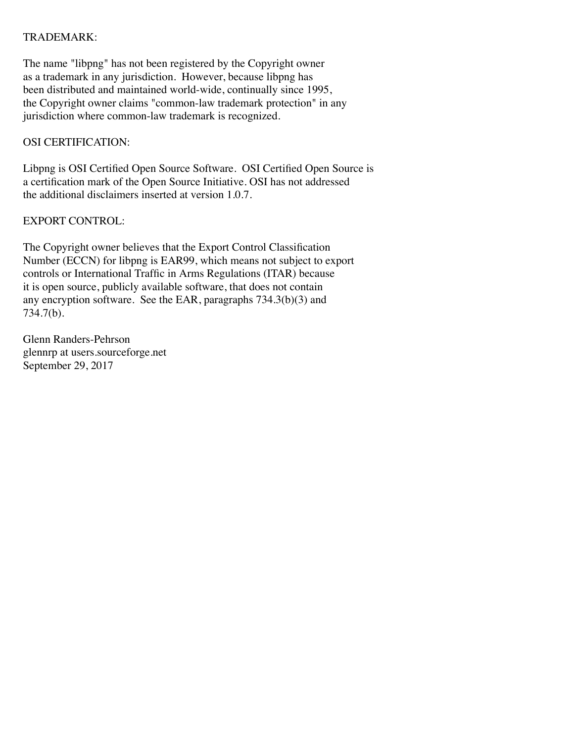TRADEMARK:

The name "libpng" has not been registered by the Copyright owner as a trademark in any jurisdiction. However, because libpng has been distributed and maintained world-wide, continually since 1995, the Copyright owner claims "common-law trademark protection" in any jurisdiction where common-law trademark is recognized.

OSI CERTIFICATION:

Libpng is OSI Certified Open Source Software. OSI Certified Open Source is a certification mark of the Open Source Initiative. OSI has not addressed the additional disclaimers inserted at version 1.0.7.

EXPORT CONTROL:

The Copyright owner believes that the Export Control Classification Number (ECCN) for libpng is EAR99, which means not subject to export controls or International Traffic in Arms Regulations (ITAR) because it is open source, publicly available software, that does not contain any encryption software. See the EAR, paragraphs 734.3(b)(3) and 734.7(b).

Glenn Randers-Pehrson
glennrp at users.sourceforge.net
September 29, 2017